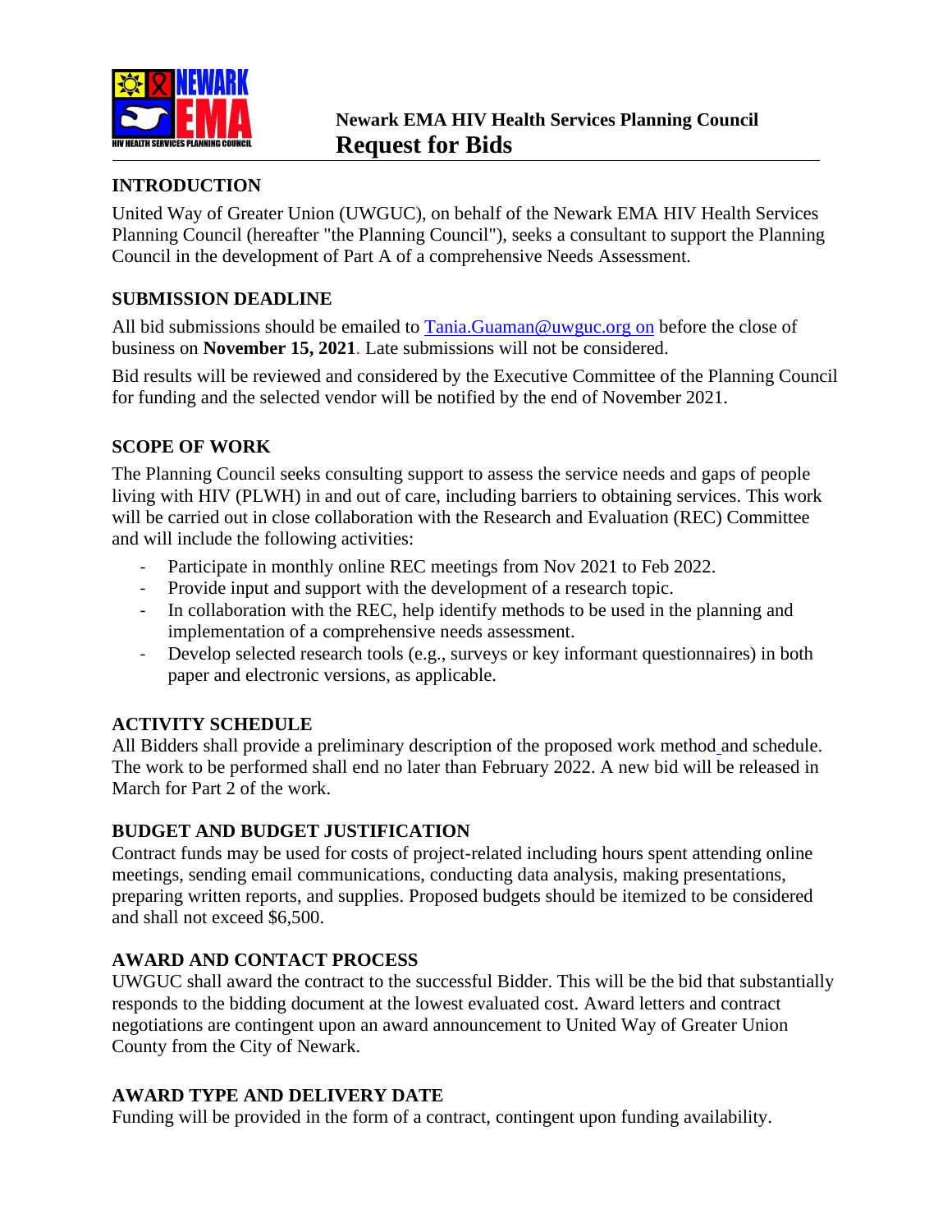**Newark EMA HIV Health Services Planning Council**

# Request for Bids

## INTRODUCTION

United Way of Greater Union (UWGUC), on behalf of the Newark EMA HIV Health Services Planning Council (hereafter "the Planning Council"), seeks a consultant to support the Planning Council in the development of Part A of a comprehensive Needs Assessment.

## SUBMISSION DEADLINE

All bid submissions should be emailed to Tania.Guaman@uwguc.org on before the close of business on **November 15, 2021**. Late submissions will not be considered.

Bid results will be reviewed and considered by the Executive Committee of the Planning Council for funding and the selected vendor will be notified by the end of November 2021.

## SCOPE OF WORK

The Planning Council seeks consulting support to assess the service needs and gaps of people living with HIV (PLWH) in and out of care, including barriers to obtaining services. This work will be carried out in close collaboration with the Research and Evaluation (REC) Committee and will include the following activities:

- Participate in monthly online REC meetings from Nov 2021 to Feb 2022.
- Provide input and support with the development of a research topic.
- In collaboration with the REC, help identify methods to be used in the planning and implementation of a comprehensive needs assessment.
- Develop selected research tools (e.g., surveys or key informant questionnaires) in both paper and electronic versions, as applicable.

## ACTIVITY SCHEDULE

All Bidders shall provide a preliminary description of the proposed work method and schedule. The work to be performed shall end no later than February 2022. A new bid will be released in March for Part 2 of the work.

## BUDGET AND BUDGET JUSTIFICATION

Contract funds may be used for costs of project-related including hours spent attending online meetings, sending email communications, conducting data analysis, making presentations, preparing written reports, and supplies. Proposed budgets should be itemized to be considered and shall not exceed $6,500.

## AWARD AND CONTACT PROCESS

UWGUC shall award the contract to the successful Bidder. This will be the bid that substantially responds to the bidding document at the lowest evaluated cost. Award letters and contract negotiations are contingent upon an award announcement to United Way of Greater Union County from the City of Newark.

## AWARD TYPE AND DELIVERY DATE

Funding will be provided in the form of a contract, contingent upon funding availability.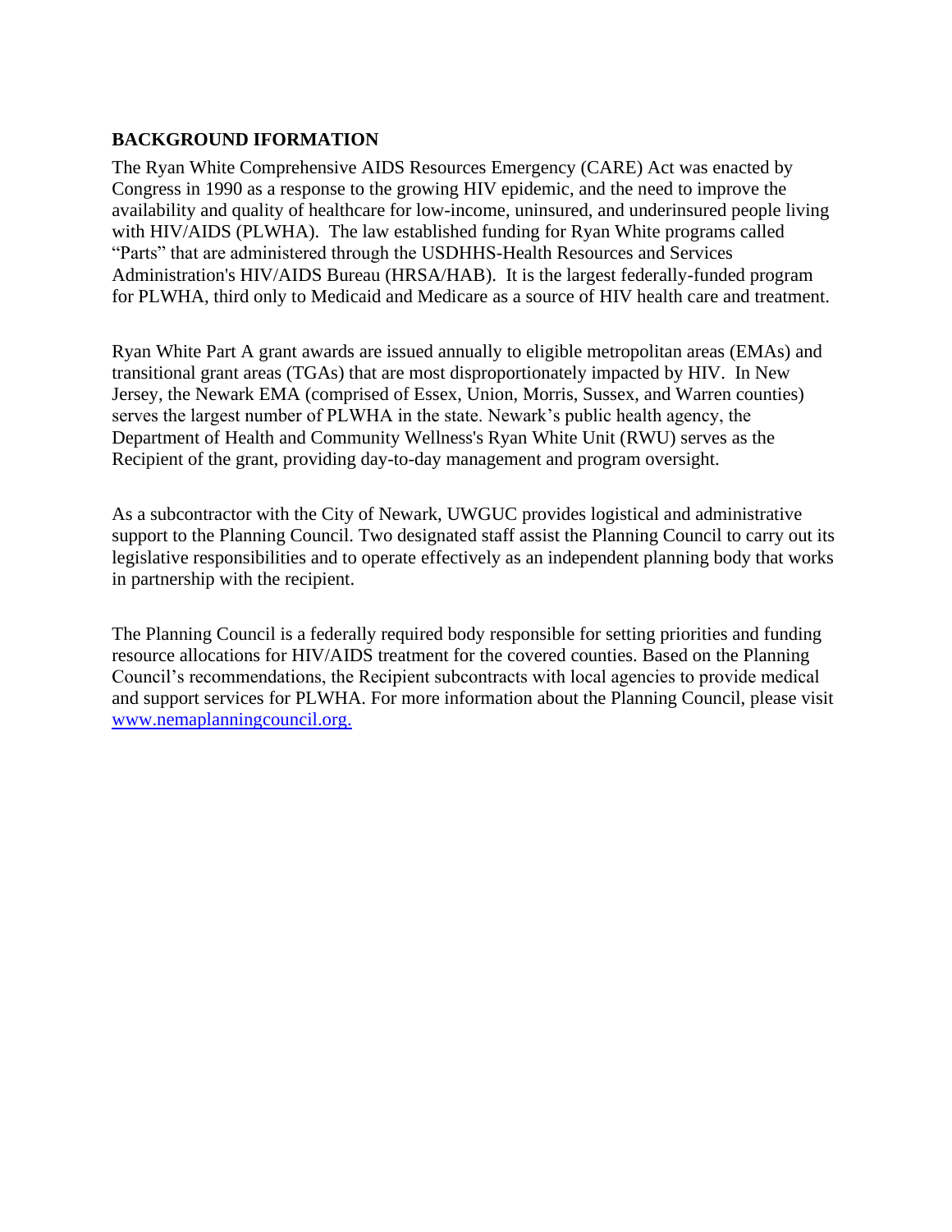## BACKGROUND IFORMATION

The Ryan White Comprehensive AIDS Resources Emergency (CARE) Act was enacted by Congress in 1990 as a response to the growing HIV epidemic, and the need to improve the availability and quality of healthcare for low-income, uninsured, and underinsured people living with HIV/AIDS (PLWHA). The law established funding for Ryan White programs called "Parts" that are administered through the USDHHS-Health Resources and Services Administration's HIV/AIDS Bureau (HRSA/HAB). It is the largest federally-funded program for PLWHA, third only to Medicaid and Medicare as a source of HIV health care and treatment.

Ryan White Part A grant awards are issued annually to eligible metropolitan areas (EMAs) and transitional grant areas (TGAs) that are most disproportionately impacted by HIV. In New Jersey, the Newark EMA (comprised of Essex, Union, Morris, Sussex, and Warren counties) serves the largest number of PLWHA in the state. Newark's public health agency, the Department of Health and Community Wellness's Ryan White Unit (RWU) serves as the Recipient of the grant, providing day-to-day management and program oversight.

As a subcontractor with the City of Newark, UWGUC provides logistical and administrative support to the Planning Council. Two designated staff assist the Planning Council to carry out its legislative responsibilities and to operate effectively as an independent planning body that works in partnership with the recipient.

The Planning Council is a federally required body responsible for setting priorities and funding resource allocations for HIV/AIDS treatment for the covered counties. Based on the Planning Council's recommendations, the Recipient subcontracts with local agencies to provide medical and support services for PLWHA. For more information about the Planning Council, please visit [www.nemaplanningcouncil.org.](http://www.nemaplanningcouncil.org)